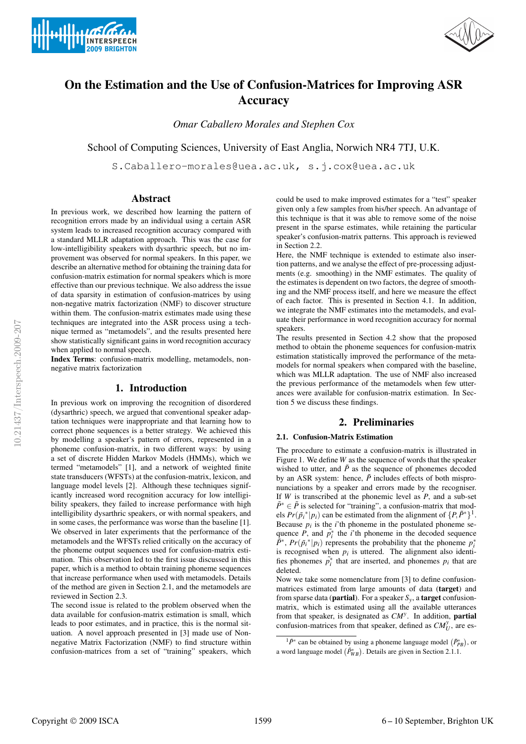# On the Estimation and the Use of Confusion-Matrices for Improving ASR Accuracy

*Omar Caballero Morales and Stephen Cox*

School of Computing Sciences, University of East Anglia, Norwich NR4 7TJ, U.K.

`S.Caballero-morales@uea.ac.uk, s.j.cox@uea.ac.uk`

## Abstract

In previous work, we described how learning the pattern of recognition errors made by an individual using a certain ASR system leads to increased recognition accuracy compared with a standard MLLR adaptation approach. This was the case for low-intelligibility speakers with dysarthric speech, but no improvement was observed for normal speakers. In this paper, we describe an alternative method for obtaining the training data for confusion-matrix estimation for normal speakers which is more effective than our previous technique. We also address the issue of data sparsity in estimation of confusion-matrices by using non-negative matrix factorization (NMF) to discover structure within them. The confusion-matrix estimates made using these techniques are integrated into the ASR process using a technique termed as "metamodels", and the results presented here show statistically significant gains in word recognition accuracy when applied to normal speech.

**Index Terms**: confusion-matrix modelling, metamodels, non-negative matrix factorization

## 1. Introduction

In previous work on improving the recognition of disordered (dysarthric) speech, we argued that conventional speaker adaptation techniques were inappropriate and that learning how to correct phone sequences is a better strategy. We achieved this by modelling a speaker's pattern of errors, represented in a phoneme confusion-matrix, in two different ways: by using a set of discrete Hidden Markov Models (HMMs), which we termed "metamodels" [1], and a network of weighted finite state transducers (WFSTs) at the confusion-matrix, lexicon, and language model levels [2]. Although these techniques significantly increased word recognition accuracy for low intelligibility speakers, they failed to increase performance with high intelligibility dysarthric speakers, or with normal speakers, and in some cases, the performance was worse than the baseline [1]. We observed in later experiments that the performance of the metamodels and the WFSTs relied critically on the accuracy of the phoneme output sequences used for confusion-matrix estimation. This observation led to the first issue discussed in this paper, which is a method to obtain training phoneme sequences that increase performance when used with metamodels. Details of the method are given in Section 2.1, and the metamodels are reviewed in Section 2.3.

The second issue is related to the problem observed when the data available for confusion-matrix estimation is small, which leads to poor estimates, and in practice, this is the normal situation. A novel approach presented in [3] made use of Non-negative Matrix Factorization (NMF) to find structure within confusion-matrices from a set of "training" speakers, which could be used to make improved estimates for a "test" speaker given only a few samples from his/her speech. An advantage of this technique is that it was able to remove some of the noise present in the sparse estimates, while retaining the particular speaker's confusion-matrix patterns. This approach is reviewed in Section 2.2.

Here, the NMF technique is extended to estimate also insertion patterns, and we analyse the effect of pre-processing adjustments (e.g. smoothing) in the NMF estimates. The quality of the estimates is dependent on two factors, the degree of smoothing and the NMF process itself, and here we measure the effect of each factor. This is presented in Section 4.1. In addition, we integrate the NMF estimates into the metamodels, and evaluate their performance in word recognition accuracy for normal speakers.

The results presented in Section 4.2 show that the proposed method to obtain the phoneme sequences for confusion-matrix estimation statistically improved the performance of the metamodels for normal speakers when compared with the baseline, which was MLLR adaptation. The use of NMF also increased the previous performance of the metamodels when few utterances were available for confusion-matrix estimation. In Section 5 we discuss these findings.

## 2. Preliminaries

### 2.1. Confusion-Matrix Estimation

The procedure to estimate a confusion-matrix is illustrated in Figure 1. We define $W$ as the sequence of words that the speaker wished to utter, and $\tilde{P}$ as the sequence of phonemes decoded by an ASR system: hence, $\tilde{P}$ includes effects of both mispronunciations by a speaker and errors made by the recogniser. If $W$ is transcribed at the phonemic level as $P$, and a sub-set $\tilde{P}^* \in \tilde{P}$ is selected for "training", a confusion-matrix that models $Pr(\tilde{p}_i^*|p_i)$ can be estimated from the alignment of $\{P, \tilde{P}^*\}$[1]. Because $p_i$ is the $i$'th phoneme in the postulated phoneme sequence $P$, and $\tilde{p}_i^*$ the $i$'th phoneme in the decoded sequence $\tilde{P}^*$, $Pr(\tilde{p}_i^*|p_i)$ represents the probability that the phoneme $p_i^*$ is recognised when $p_i$ is uttered. The alignment also identifies phonemes $\tilde{p}_i^*$ that are inserted, and phonemes $p_i$ that are deleted.

Now we take some nomenclature from [3] to define confusion-matrices estimated from large amounts of data (**target**) and from sparse data (**partial**). For a speaker $S_y$, a **target** confusion-matrix, which is estimated using all the available utterances from that speaker, is designated as $CM^y$. In addition, **partial** confusion-matrices from that speaker, defined as $CM_U^y$, are es-

[1] $\tilde{P}^*$ can be obtained by using a phoneme language model ($\tilde{P}^*_{PB}$), or a word language model ($\tilde{P}^*_{WB}$). Details are given in Section 2.1.1.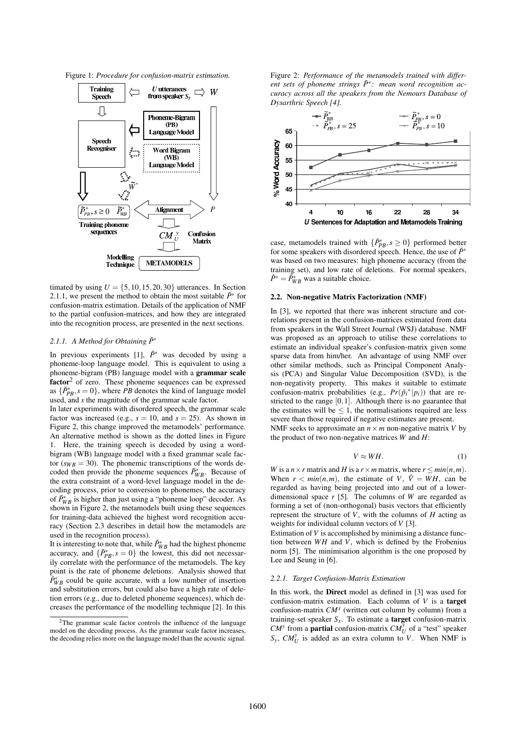Figure 1: *Procedure for confusion-matrix estimation.*

timated by using $U = \{5, 10, 15, 20, 30\}$ utterances. In Section 2.1.1, we present the method to obtain the most suitable $\tilde{P}^*$ for confusion-matrix estimation. Details of the application of NMF to the partial confusion-matrices, and how they are integrated into the recognition process, are presented in the next sections.

#### 2.1.1. A Method for Obtaining $\tilde{P}^*$

In previous experiments [1], $\tilde{P}^*$ was decoded by using a phoneme-loop language model. This is equivalent to using a phoneme-bigram (PB) language model with a **grammar scale factor**[2] of zero. These phoneme sequences can be expressed as $\{\tilde{P}^*_{PB}, s = 0\}$, where *PB* denotes the kind of language model used, and *s* the magnitude of the grammar scale factor.

In later experiments with disordered speech, the grammar scale factor was increased (e.g., $s = 10$, and $s = 25$). As shown in Figure 2, this change improved the metamodels' performance. An alternative method is shown as the dotted lines in Figure 1. Here, the training speech is decoded by using a word-bigram (WB) language model with a fixed grammar scale factor ($s_{WB} = 30$). The phonemic transcriptions of the words decoded then provide the phoneme sequences $\tilde{P}^*_{WB}$. Because of the extra constraint of a word-level language model in the decoding process, prior to conversion to phonemes, the accuracy of $\tilde{P}^*_{WB}$ is higher than just using a "phoneme loop" decoder. As shown in Figure 2, the metamodels built using these sequences for training-data achieved the highest word recognition accuracy (Section 2.3 describes in detail how the metamodels are used in the recognition process).

It is interesting to note that, while $\tilde{P}^*_{WB}$ had the highest phoneme accuracy, and $\{\tilde{P}^*_{PB}, s = 0\}$ the lowest, this did not necessarily correlate with the performance of the metamodels. The key point is the rate of phoneme deletions. Analysis showed that $\tilde{P}^*_{WB}$ could be quite accurate, with a low number of insertion and substitution errors, but could also have a high rate of deletion errors (e.g., due to deleted phoneme sequences), which decreases the performance of the modelling technique [2]. In this case, metamodels trained with $\{\tilde{P}^*_{PB}, s \geq 0\}$ performed better for some speakers with disordered speech. Hence, the use of $\tilde{P}^*$ was based on two measures: high phoneme accuracy (from the training set), and low rate of deletions. For normal speakers, $\tilde{P}^* = \tilde{P}^*_{WB}$ was a suitable choice.

[2] The grammar scale factor controls the influence of the language model on the decoding process. As the grammar scale factor increases, the decoding relies more on the language model than the acoustic signal.

Figure 2: *Performance of the metamodels trained with different sets of phoneme strings $\tilde{P}^*$: mean word recognition accuracy across all the speakers from the Nemours Database of Dysarthric Speech [4].*

### 2.2. Non-negative Matrix Factorization (NMF)

In [3], we reported that there was inherent structure and correlations present in the confusion-matrices estimated from data from speakers in the Wall Street Journal (WSJ) database. NMF was proposed as an approach to utilise these correlations to estimate an individual speaker's confusion-matrix given some sparse data from him/her. An advantage of using NMF over other similar methods, such as Principal Component Analysis (PCA) and Singular Value Decomposition (SVD), is the non-negativity property. This makes it suitable to estimate confusion-matrix probabilities (e.g., $Pr(\tilde{p}_i{}^*|p_i)$) that are restricted to the range $[0, 1]$. Although there is no guarantee that the estimates will be $\leq 1$, the normalisations required are less severe than those required if negative estimates are present.

NMF seeks to approximate an $n \times m$ non-negative matrix $V$ by the product of two non-negative matrices $W$ and $H$:

$$V \approx WH. \tag{1}$$

$W$ is a $n \times r$ matrix and $H$ is a $r \times m$ matrix, where $r \leq min(n, m)$. When $r < min(n, m)$, the estimate of $V$, $\hat{V} = WH$, can be regarded as having being projected into and out of a lower-dimensional space $r$ [5]. The columns of $W$ are regarded as forming a set of (non-orthogonal) basis vectors that efficiently represent the structure of $V$, with the columns of $H$ acting as weights for individual column vectors of $V$ [3].

Estimation of $V$ is accomplished by minimising a distance function between $WH$ and $V$, which is defined by the Frobenius norm [5]. The minimisation algorithm is the one proposed by Lee and Seung in [6].

#### 2.2.1. Target Confusion-Matrix Estimation

In this work, the **Direct** model as defined in [3] was used for confusion-matrix estimation. Each column of $V$ is a **target** confusion-matrix $CM^x$ (written out column by column) from a training-set speaker $S_x$. To estimate a **target** confusion-matrix $CM^y$ from a **partial** confusion-matrix $CM^y_U$ of a "test" speaker $S_y$, $CM^y_U$ is added as an extra column to $V$. When NMF is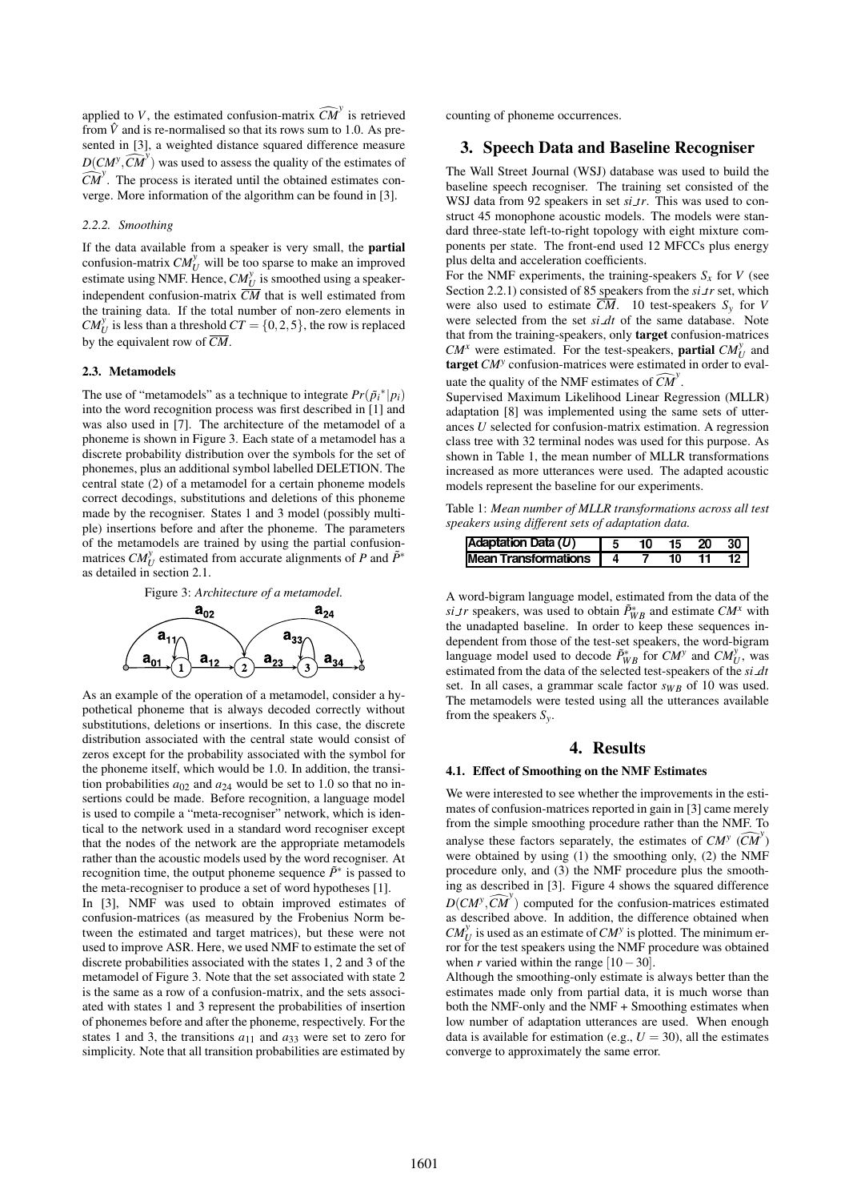applied to $V$, the estimated confusion-matrix $\widehat{CM}^y$ is retrieved from $\hat{V}$ and is re-normalised so that its rows sum to 1.0. As presented in [3], a weighted distance squared difference measure $D(CM^y, \widehat{CM}^y)$ was used to assess the quality of the estimates of $\widehat{CM}^y$. The process is iterated until the obtained estimates converge. More information of the algorithm can be found in [3].

#### 2.2.2. Smoothing

If the data available from a speaker is very small, the **partial** confusion-matrix $CM_U^y$ will be too sparse to make an improved estimate using NMF. Hence, $CM_U^y$ is smoothed using a speaker-independent confusion-matrix $\overline{CM}$ that is well estimated from the training data. If the total number of non-zero elements in $CM_U^y$ is less than a threshold $CT = \{0, 2, 5\}$, the row is replaced by the equivalent row of $\overline{CM}$.

### 2.3. Metamodels

The use of "metamodels" as a technique to integrate $Pr(\tilde{p}_i^* | p_i)$ into the word recognition process was first described in [1] and was also used in [7]. The architecture of the metamodel of a phoneme is shown in Figure 3. Each state of a metamodel has a discrete probability distribution over the symbols for the set of phonemes, plus an additional symbol labelled DELETION. The central state (2) of a metamodel for a certain phoneme models correct decodings, substitutions and deletions of this phoneme made by the recogniser. States 1 and 3 model (possibly multiple) insertions before and after the phoneme. The parameters of the metamodels are trained by using the partial confusion-matrices $CM_U^y$ estimated from accurate alignments of $P$ and $\tilde{P}^*$ as detailed in section 2.1.

Figure 3: *Architecture of a metamodel.*

As an example of the operation of a metamodel, consider a hypothetical phoneme that is always decoded correctly without substitutions, deletions or insertions. In this case, the discrete distribution associated with the central state would consist of zeros except for the probability associated with the symbol for the phoneme itself, which would be 1.0. In addition, the transition probabilities $a_{02}$ and $a_{24}$ would be set to 1.0 so that no insertions could be made. Before recognition, a language model is used to compile a "meta-recogniser" network, which is identical to the network used in a standard word recogniser except that the nodes of the network are the appropriate metamodels rather than the acoustic models used by the word recogniser. At recognition time, the output phoneme sequence $\tilde{P}^*$ is passed to the meta-recogniser to produce a set of word hypotheses [1].

In [3], NMF was used to obtain improved estimates of confusion-matrices (as measured by the Frobenius Norm between the estimated and target matrices), but these were not used to improve ASR. Here, we used NMF to estimate the set of discrete probabilities associated with the states 1, 2 and 3 of the metamodel of Figure 3. Note that the set associated with state 2 is the same as a row of a confusion-matrix, and the sets associated with states 1 and 3 represent the probabilities of insertion of phonemes before and after the phoneme, respectively. For the states 1 and 3, the transitions $a_{11}$ and $a_{33}$ were set to zero for simplicity. Note that all transition probabilities are estimated by counting of phoneme occurrences.

## 3. Speech Data and Baseline Recogniser

The Wall Street Journal (WSJ) database was used to build the baseline speech recogniser. The training set consisted of the WSJ data from 92 speakers in set *si_tr*. This was used to construct 45 monophone acoustic models. The models were standard three-state left-to-right topology with eight mixture components per state. The front-end used 12 MFCCs plus energy plus delta and acceleration coefficients.

For the NMF experiments, the training-speakers $S_x$ for $V$ (see Section 2.2.1) consisted of 85 speakers from the *si_tr* set, which were also used to estimate $\overline{CM}$. 10 test-speakers $S_y$ for $V$ were selected from the set *si_dt* of the same database. Note that from the training-speakers, only **target** confusion-matrices $CM^x$ were estimated. For the test-speakers, **partial** $CM_U^y$ and **target** $CM^y$ confusion-matrices were estimated in order to evaluate the quality of the NMF estimates of $\widehat{CM}^y$.

Supervised Maximum Likelihood Linear Regression (MLLR) adaptation [8] was implemented using the same sets of utterances $U$ selected for confusion-matrix estimation. A regression class tree with 32 terminal nodes was used for this purpose. As shown in Table 1, the mean number of MLLR transformations increased as more utterances were used. The adapted acoustic models represent the baseline for our experiments.

Table 1: *Mean number of MLLR transformations across all test speakers using different sets of adaptation data.*

| Adaptation Data ($U$) | 5 | 10 | 15 | 20 | 30 |
|---|---|---|---|---|---|
| Mean Transformations | 4 | 7 | 10 | 11 | 12 |

A word-bigram language model, estimated from the data of the *si_tr* speakers, was used to obtain $\tilde{P}_{WB}^*$ and estimate $CM^x$ with the unadapted baseline. In order to keep these sequences independent from those of the test-set speakers, the word-bigram language model used to decode $\tilde{P}_{WB}^*$ for $CM^y$ and $CM_U^y$, was estimated from the data of the selected test-speakers of the *si_dt* set. In all cases, a grammar scale factor $s_{WB}$ of 10 was used. The metamodels were tested using all the utterances available from the speakers $S_y$.

## 4. Results

### 4.1. Effect of Smoothing on the NMF Estimates

We were interested to see whether the improvements in the estimates of confusion-matrices reported in gain in [3] came merely from the simple smoothing procedure rather than the NMF. To analyse these factors separately, the estimates of $CM^y$ ($\widehat{CM}^y$) were obtained by using (1) the smoothing only, (2) the NMF procedure only, and (3) the NMF procedure plus the smoothing as described in [3]. Figure 4 shows the squared difference $D(CM^y, \widehat{CM}^y)$ computed for the confusion-matrices estimated as described above. In addition, the difference obtained when $CM_U^y$ is used as an estimate of $CM^y$ is plotted. The minimum error for the test speakers using the NMF procedure was obtained when $r$ varied within the range $[10-30]$.

Although the smoothing-only estimate is always better than the estimates made only from partial data, it is much worse than both the NMF-only and the NMF + Smoothing estimates when low number of adaptation utterances are used. When enough data is available for estimation (e.g., $U = 30$), all the estimates converge to approximately the same error.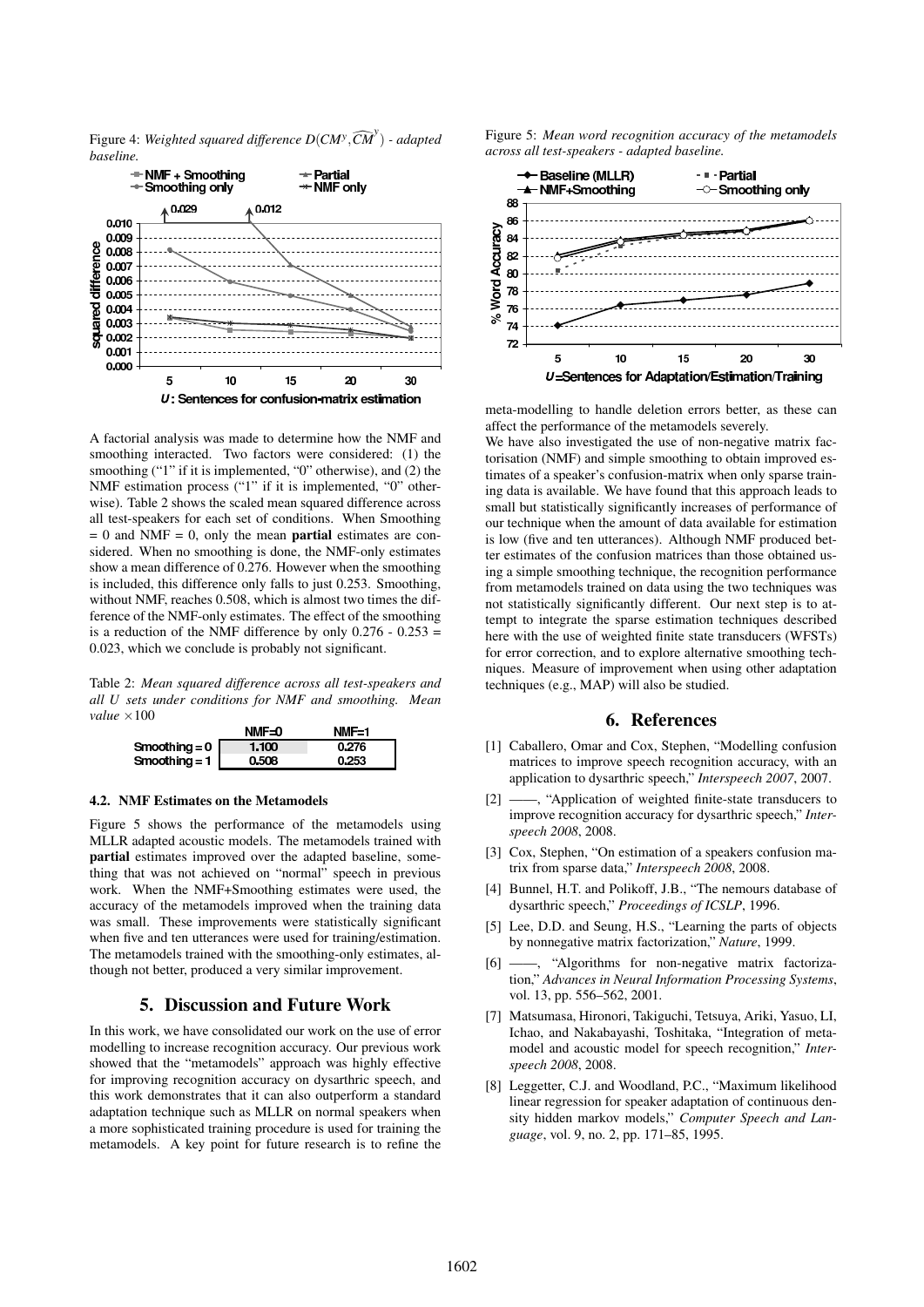Figure 4: *Weighted squared difference $D(CM^y, \widehat{CM}^y)$ - adapted baseline.*

NMF + Smoothing
Smoothing only
Partial
NMF only

0.029
0.012

0.010
0.009
0.008
0.007
0.006
0.005
0.004
0.003
0.002
0.001
0.000

squared difference

5 10 15 20 30

*U*: Sentences for confusion-matrix estimation

A factorial analysis was made to determine how the NMF and smoothing interacted. Two factors were considered: (1) the smoothing ("1" if it is implemented, "0" otherwise), and (2) the NMF estimation process ("1" if it is implemented, "0" otherwise). Table 2 shows the scaled mean squared difference across all test-speakers for each set of conditions. When Smoothing = 0 and NMF = 0, only the mean **partial** estimates are considered. When no smoothing is done, the NMF-only estimates show a mean difference of 0.276. However when the smoothing is included, this difference only falls to just 0.253. Smoothing, without NMF, reaches 0.508, which is almost two times the difference of the NMF-only estimates. The effect of the smoothing is a reduction of the NMF difference by only 0.276 - 0.253 = 0.023, which we conclude is probably not significant.

Table 2: *Mean squared difference across all test-speakers and all U sets under conditions for NMF and smoothing. Mean value* $\times 100$

| | NMF=0 | NMF=1 |
|---|---|---|
| Smoothing = 0 | 1.100 | 0.276 |
| Smoothing = 1 | 0.508 | 0.253 |

### 4.2. NMF Estimates on the Metamodels

Figure 5 shows the performance of the metamodels using MLLR adapted acoustic models. The metamodels trained with **partial** estimates improved over the adapted baseline, something that was not achieved on "normal" speech in previous work. When the NMF+Smoothing estimates were used, the accuracy of the metamodels improved when the training data was small. These improvements were statistically significant when five and ten utterances were used for training/estimation. The metamodels trained with the smoothing-only estimates, although not better, produced a very similar improvement.

## 5. Discussion and Future Work

In this work, we have consolidated our work on the use of error modelling to increase recognition accuracy. Our previous work showed that the "metamodels" approach was highly effective for improving recognition accuracy on dysarthric speech, and this work demonstrates that it can also outperform a standard adaptation technique such as MLLR on normal speakers when a more sophisticated training procedure is used for training the metamodels. A key point for future research is to refine the meta-modelling to handle deletion errors better, as these can affect the performance of the metamodels severely.

Figure 5: *Mean word recognition accuracy of the metamodels across all test-speakers - adapted baseline.*

Baseline (MLLR)
Partial
NMF+Smoothing
Smoothing only

88
86
84
82
80
78
76
74
72

% Word Accuracy

5 10 15 20 30

*U*=Sentences for Adaptation/Estimation/Training

We have also investigated the use of non-negative matrix factorisation (NMF) and simple smoothing to obtain improved estimates of a speaker's confusion-matrix when only sparse training data is available. We have found that this approach leads to small but statistically significant increases of performance of our technique when the amount of data available for estimation is low (five and ten utterances). Although NMF produced better estimates of the confusion matrices than those obtained using a simple smoothing technique, the recognition performance from metamodels trained on data using the two techniques was not statistically significantly different. Our next step is to attempt to integrate the sparse estimation techniques described here with the use of weighted finite state transducers (WFSTs) for error correction, and to explore alternative smoothing techniques. Measure of improvement when using other adaptation techniques (e.g., MAP) will also be studied.

## 6. References

[1] Caballero, Omar and Cox, Stephen, "Modelling confusion matrices to improve speech recognition accuracy, with an application to dysarthric speech," *Interspeech 2007*, 2007.

[2] ——, "Application of weighted finite-state transducers to improve recognition accuracy for dysarthric speech," *Interspeech 2008*, 2008.

[3] Cox, Stephen, "On estimation of a speakers confusion matrix from sparse data," *Interspeech 2008*, 2008.

[4] Bunnel, H.T. and Polikoff, J.B., "The nemours database of dysarthric speech," *Proceedings of ICSLP*, 1996.

[5] Lee, D.D. and Seung, H.S., "Learning the parts of objects by nonnegative matrix factorization," *Nature*, 1999.

[6] ——, "Algorithms for non-negative matrix factorization," *Advances in Neural Information Processing Systems*, vol. 13, pp. 556–562, 2001.

[7] Matsumasa, Hironori, Takiguchi, Tetsuya, Ariki, Yasuo, LI, Ichao, and Nakabayashi, Toshitaka, "Integration of metamodel and acoustic model for speech recognition," *Interspeech 2008*, 2008.

[8] Leggetter, C.J. and Woodland, P.C., "Maximum likelihood linear regression for speaker adaptation of continuous density hidden markov models," *Computer Speech and Language*, vol. 9, no. 2, pp. 171–85, 1995.